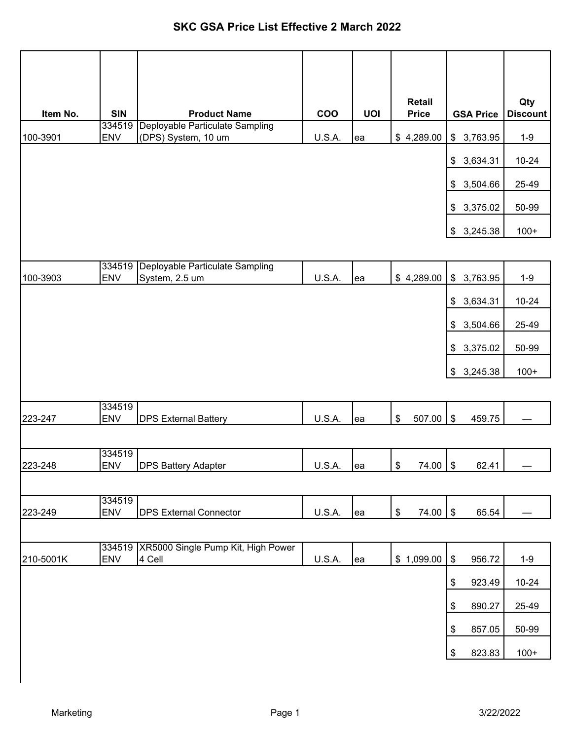# SKC GSA Price List Effective 2 March 2022

| Item No. | SIN | Product Name | COO | UOI | Retail Price | GSA Price | Qty Discount |
|---|---|---|---|---|---|---|---|
| 100-3901 | 334519 ENV | Deployable Particulate Sampling (DPS) System, 10 um | U.S.A. | ea | $ 4,289.00 | $ 3,763.95 | 1-9 |
| | | | | | | $ 3,634.31 | 10-24 |
| | | | | | | $ 3,504.66 | 25-49 |
| | | | | | | $ 3,375.02 | 50-99 |
| | | | | | | $ 3,245.38 | 100+ |
| 100-3903 | 334519 ENV | Deployable Particulate Sampling System, 2.5 um | U.S.A. | ea | $ 4,289.00 | $ 3,763.95 | 1-9 |
| | | | | | | $ 3,634.31 | 10-24 |
| | | | | | | $ 3,504.66 | 25-49 |
| | | | | | | $ 3,375.02 | 50-99 |
| | | | | | | $ 3,245.38 | 100+ |
| 223-247 | 334519 ENV | DPS External Battery | U.S.A. | ea | $ 507.00 | $ 459.75 | — |
| 223-248 | 334519 ENV | DPS Battery Adapter | U.S.A. | ea | $ 74.00 | $ 62.41 | — |
| 223-249 | 334519 ENV | DPS External Connector | U.S.A. | ea | $ 74.00 | $ 65.54 | — |
| 210-5001K | 334519 ENV | XR5000 Single Pump Kit, High Power 4 Cell | U.S.A. | ea | $ 1,099.00 | $ 956.72 | 1-9 |
| | | | | | | $ 923.49 | 10-24 |
| | | | | | | $ 890.27 | 25-49 |
| | | | | | | $ 857.05 | 50-99 |
| | | | | | | $ 823.83 | 100+ |

Marketing 3/22/2022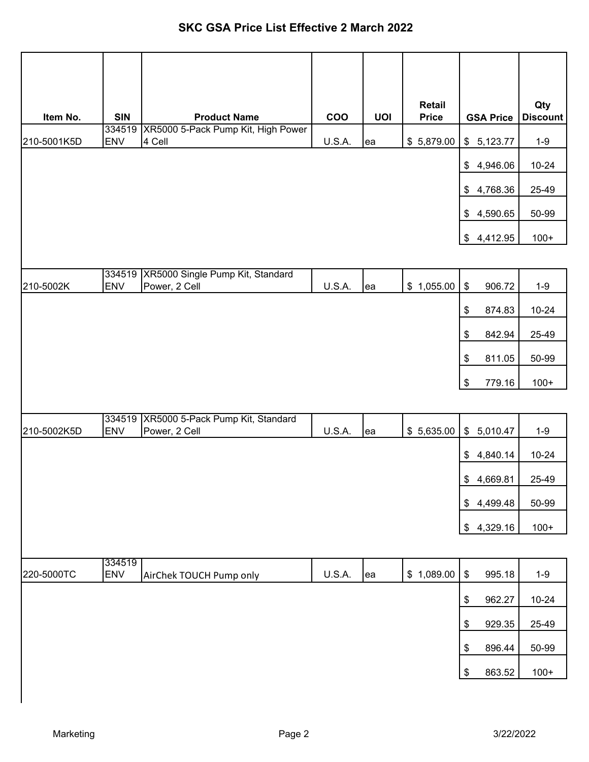# SKC GSA Price List Effective 2 March 2022

| Item No. | SIN | Product Name | COO | UOI | Retail Price | GSA Price | Qty Discount |
|---|---|---|---|---|---|---|---|
| 210-5001K5D | 334519 ENV | XR5000 5-Pack Pump Kit, High Power 4 Cell | U.S.A. | ea | $ 5,879.00 | $ 5,123.77 | 1-9 |
| | | | | | | $ 4,946.06 | 10-24 |
| | | | | | | $ 4,768.36 | 25-49 |
| | | | | | | $ 4,590.65 | 50-99 |
| | | | | | | $ 4,412.95 | 100+ |
| 210-5002K | 334519 ENV | XR5000 Single Pump Kit, Standard Power, 2 Cell | U.S.A. | ea | $ 1,055.00 | $ 906.72 | 1-9 |
| | | | | | | $ 874.83 | 10-24 |
| | | | | | | $ 842.94 | 25-49 |
| | | | | | | $ 811.05 | 50-99 |
| | | | | | | $ 779.16 | 100+ |
| 210-5002K5D | 334519 ENV | XR5000 5-Pack Pump Kit, Standard Power, 2 Cell | U.S.A. | ea | $ 5,635.00 | $ 5,010.47 | 1-9 |
| | | | | | | $ 4,840.14 | 10-24 |
| | | | | | | $ 4,669.81 | 25-49 |
| | | | | | | $ 4,499.48 | 50-99 |
| | | | | | | $ 4,329.16 | 100+ |
| 220-5000TC | 334519 ENV | AirChek TOUCH Pump only | U.S.A. | ea | $ 1,089.00 | $ 995.18 | 1-9 |
| | | | | | | $ 962.27 | 10-24 |
| | | | | | | $ 929.35 | 25-49 |
| | | | | | | $ 896.44 | 50-99 |
| | | | | | | $ 863.52 | 100+ |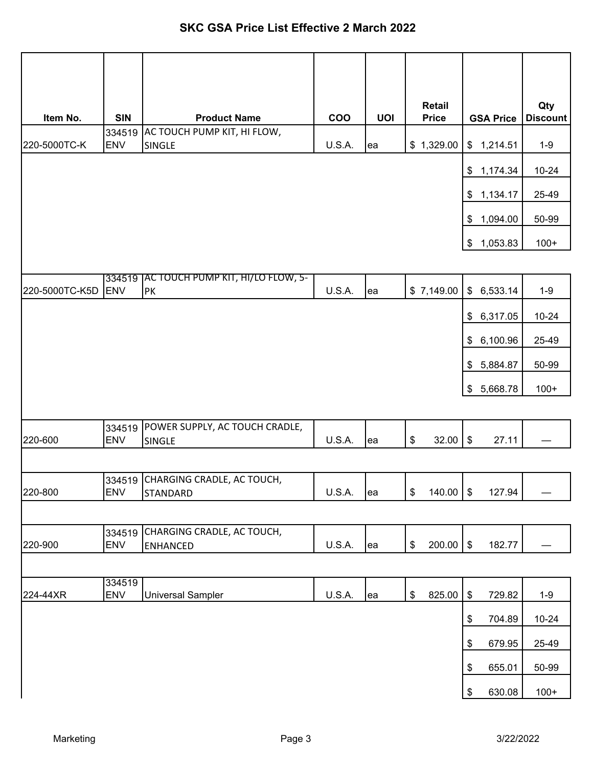# SKC GSA Price List Effective 2 March 2022

| Item No. | SIN | Product Name | COO | UOI | Retail Price | GSA Price | Qty Discount |
|---|---|---|---|---|---|---|---|
| 220-5000TC-K | 334519 ENV | AC TOUCH PUMP KIT, HI FLOW, SINGLE | U.S.A. | ea | $ 1,329.00 | $ 1,214.51 | 1-9 |
| | | | | | | $ 1,174.34 | 10-24 |
| | | | | | | $ 1,134.17 | 25-49 |
| | | | | | | $ 1,094.00 | 50-99 |
| | | | | | | $ 1,053.83 | 100+ |
| 220-5000TC-K5D | 334519 ENV | AC TOUCH PUMP KIT, HI/LO FLOW, 5-PK | U.S.A. | ea | $ 7,149.00 | $ 6,533.14 | 1-9 |
| | | | | | | $ 6,317.05 | 10-24 |
| | | | | | | $ 6,100.96 | 25-49 |
| | | | | | | $ 5,884.87 | 50-99 |
| | | | | | | $ 5,668.78 | 100+ |
| 220-600 | 334519 ENV | POWER SUPPLY, AC TOUCH CRADLE, SINGLE | U.S.A. | ea | $ 32.00 | $ 27.11 | — |
| 220-800 | 334519 ENV | CHARGING CRADLE, AC TOUCH, STANDARD | U.S.A. | ea | $ 140.00 | $ 127.94 | — |
| 220-900 | 334519 ENV | CHARGING CRADLE, AC TOUCH, ENHANCED | U.S.A. | ea | $ 200.00 | $ 182.77 | — |
| 224-44XR | 334519 ENV | Universal Sampler | U.S.A. | ea | $ 825.00 | $ 729.82 | 1-9 |
| | | | | | | $ 704.89 | 10-24 |
| | | | | | | $ 679.95 | 25-49 |
| | | | | | | $ 655.01 | 50-99 |
| | | | | | | $ 630.08 | 100+ |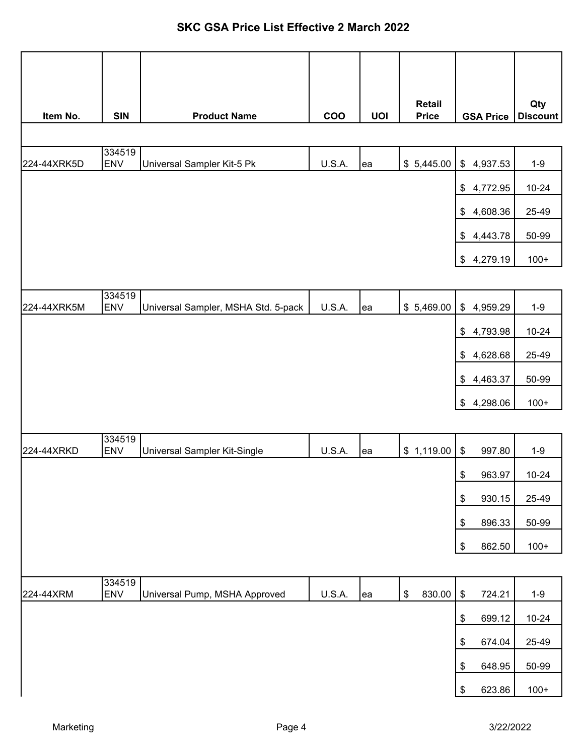# SKC GSA Price List Effective 2 March 2022

| Item No. | SIN | Product Name | COO | UOI | Retail Price | GSA Price | Qty Discount |
|---|---|---|---|---|---|---|---|
| 224-44XRK5D | 334519 ENV | Universal Sampler Kit-5 Pk | U.S.A. | ea | $ 5,445.00 | $ 4,937.53 | 1-9 |
| | | | | | | $ 4,772.95 | 10-24 |
| | | | | | | $ 4,608.36 | 25-49 |
| | | | | | | $ 4,443.78 | 50-99 |
| | | | | | | $ 4,279.19 | 100+ |
| 224-44XRK5M | 334519 ENV | Universal Sampler, MSHA Std. 5-pack | U.S.A. | ea | $ 5,469.00 | $ 4,959.29 | 1-9 |
| | | | | | | $ 4,793.98 | 10-24 |
| | | | | | | $ 4,628.68 | 25-49 |
| | | | | | | $ 4,463.37 | 50-99 |
| | | | | | | $ 4,298.06 | 100+ |
| 224-44XRKD | 334519 ENV | Universal Sampler Kit-Single | U.S.A. | ea | $ 1,119.00 | $ 997.80 | 1-9 |
| | | | | | | $ 963.97 | 10-24 |
| | | | | | | $ 930.15 | 25-49 |
| | | | | | | $ 896.33 | 50-99 |
| | | | | | | $ 862.50 | 100+ |
| 224-44XRM | 334519 ENV | Universal Pump, MSHA Approved | U.S.A. | ea | $ 830.00 | $ 724.21 | 1-9 |
| | | | | | | $ 699.12 | 10-24 |
| | | | | | | $ 674.04 | 25-49 |
| | | | | | | $ 648.95 | 50-99 |
| | | | | | | $ 623.86 | 100+ |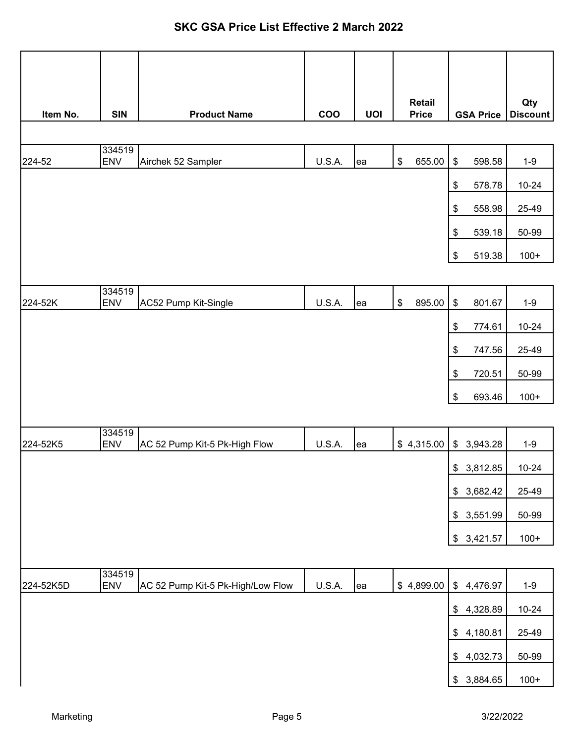# SKC GSA Price List Effective 2 March 2022

| Item No. | SIN | Product Name | COO | UOI | Retail Price | GSA Price | Qty Discount |
|---|---|---|---|---|---|---|---|
| 224-52 | 334519 ENV | Airchek 52 Sampler | U.S.A. | ea | $ 655.00 | $ 598.58 | 1-9 |
| | | | | | | $ 578.78 | 10-24 |
| | | | | | | $ 558.98 | 25-49 |
| | | | | | | $ 539.18 | 50-99 |
| | | | | | | $ 519.38 | 100+ |
| 224-52K | 334519 ENV | AC52 Pump Kit-Single | U.S.A. | ea | $ 895.00 | $ 801.67 | 1-9 |
| | | | | | | $ 774.61 | 10-24 |
| | | | | | | $ 747.56 | 25-49 |
| | | | | | | $ 720.51 | 50-99 |
| | | | | | | $ 693.46 | 100+ |
| 224-52K5 | 334519 ENV | AC 52 Pump Kit-5 Pk-High Flow | U.S.A. | ea | $ 4,315.00 | $ 3,943.28 | 1-9 |
| | | | | | | $ 3,812.85 | 10-24 |
| | | | | | | $ 3,682.42 | 25-49 |
| | | | | | | $ 3,551.99 | 50-99 |
| | | | | | | $ 3,421.57 | 100+ |
| 224-52K5D | 334519 ENV | AC 52 Pump Kit-5 Pk-High/Low Flow | U.S.A. | ea | $ 4,899.00 | $ 4,476.97 | 1-9 |
| | | | | | | $ 4,328.89 | 10-24 |
| | | | | | | $ 4,180.81 | 25-49 |
| | | | | | | $ 4,032.73 | 50-99 |
| | | | | | | $ 3,884.65 | 100+ |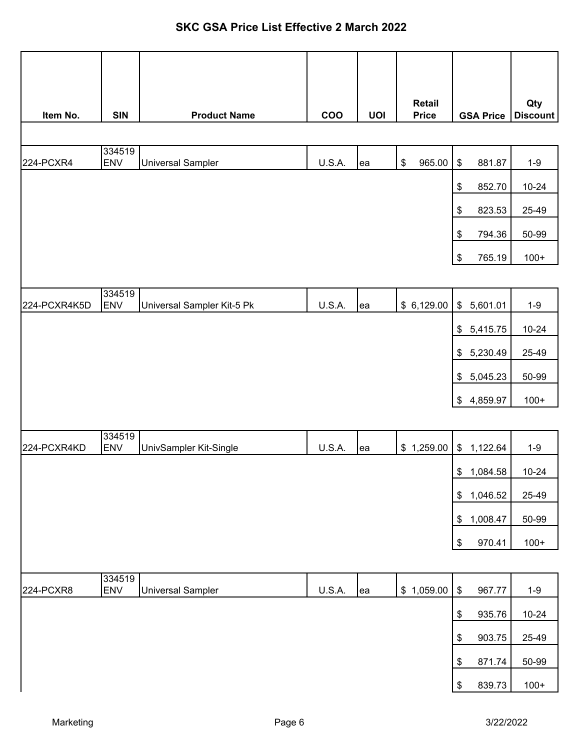# SKC GSA Price List Effective 2 March 2022

| Item No. | SIN | Product Name | COO | UOI | Retail Price | GSA Price | Qty Discount |
|---|---|---|---|---|---|---|---|
| 224-PCXR4 | 334519 ENV | Universal Sampler | U.S.A. | ea | $ 965.00 | $ 881.87 | 1-9 |
| | | | | | | $ 852.70 | 10-24 |
| | | | | | | $ 823.53 | 25-49 |
| | | | | | | $ 794.36 | 50-99 |
| | | | | | | $ 765.19 | 100+ |
| 224-PCXR4K5D | 334519 ENV | Universal Sampler Kit-5 Pk | U.S.A. | ea | $ 6,129.00 | $ 5,601.01 | 1-9 |
| | | | | | | $ 5,415.75 | 10-24 |
| | | | | | | $ 5,230.49 | 25-49 |
| | | | | | | $ 5,045.23 | 50-99 |
| | | | | | | $ 4,859.97 | 100+ |
| 224-PCXR4KD | 334519 ENV | UnivSampler Kit-Single | U.S.A. | ea | $ 1,259.00 | $ 1,122.64 | 1-9 |
| | | | | | | $ 1,084.58 | 10-24 |
| | | | | | | $ 1,046.52 | 25-49 |
| | | | | | | $ 1,008.47 | 50-99 |
| | | | | | | $ 970.41 | 100+ |
| 224-PCXR8 | 334519 ENV | Universal Sampler | U.S.A. | ea | $ 1,059.00 | $ 967.77 | 1-9 |
| | | | | | | $ 935.76 | 10-24 |
| | | | | | | $ 903.75 | 25-49 |
| | | | | | | $ 871.74 | 50-99 |
| | | | | | | $ 839.73 | 100+ |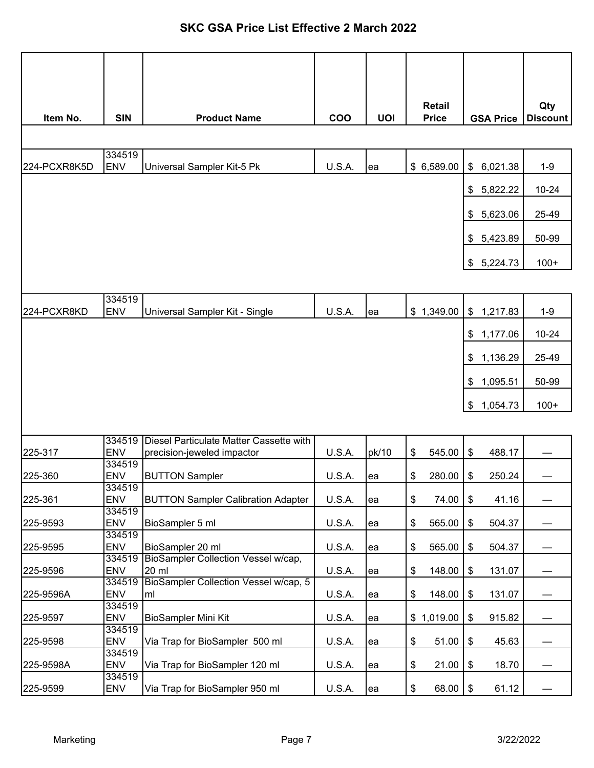# SKC GSA Price List Effective 2 March 2022

| Item No. | SIN | Product Name | COO | UOI | Retail Price | GSA Price | Qty Discount |
|---|---|---|---|---|---|---|---|
| 224-PCXR8K5D | 334519 ENV | Universal Sampler Kit-5 Pk | U.S.A. | ea | $ 6,589.00 | $ 6,021.38 | 1-9 |
| | | | | | | $ 5,822.22 | 10-24 |
| | | | | | | $ 5,623.06 | 25-49 |
| | | | | | | $ 5,423.89 | 50-99 |
| | | | | | | $ 5,224.73 | 100+ |
| 224-PCXR8KD | 334519 ENV | Universal Sampler Kit - Single | U.S.A. | ea | $ 1,349.00 | $ 1,217.83 | 1-9 |
| | | | | | | $ 1,177.06 | 10-24 |
| | | | | | | $ 1,136.29 | 25-49 |
| | | | | | | $ 1,095.51 | 50-99 |
| | | | | | | $ 1,054.73 | 100+ |
| 225-317 | 334519 ENV | Diesel Particulate Matter Cassette with precision-jeweled impactor | U.S.A. | pk/10 | $ 545.00 | $ 488.17 | — |
| 225-360 | 334519 ENV | BUTTON Sampler | U.S.A. | ea | $ 280.00 | $ 250.24 | — |
| 225-361 | 334519 ENV | BUTTON Sampler Calibration Adapter | U.S.A. | ea | $ 74.00 | $ 41.16 | — |
| 225-9593 | 334519 ENV | BioSampler 5 ml | U.S.A. | ea | $ 565.00 | $ 504.37 | — |
| 225-9595 | 334519 ENV | BioSampler 20 ml | U.S.A. | ea | $ 565.00 | $ 504.37 | — |
| 225-9596 | 334519 ENV | BioSampler Collection Vessel w/cap, 20 ml | U.S.A. | ea | $ 148.00 | $ 131.07 | — |
| 225-9596A | 334519 ENV | BioSampler Collection Vessel w/cap, 5 ml | U.S.A. | ea | $ 148.00 | $ 131.07 | — |
| 225-9597 | 334519 ENV | BioSampler Mini Kit | U.S.A. | ea | $ 1,019.00 | $ 915.82 | — |
| 225-9598 | 334519 ENV | Via Trap for BioSampler 500 ml | U.S.A. | ea | $ 51.00 | $ 45.63 | — |
| 225-9598A | 334519 ENV | Via Trap for BioSampler 120 ml | U.S.A. | ea | $ 21.00 | $ 18.70 | — |
| 225-9599 | 334519 ENV | Via Trap for BioSampler 950 ml | U.S.A. | ea | $ 68.00 | $ 61.12 | — |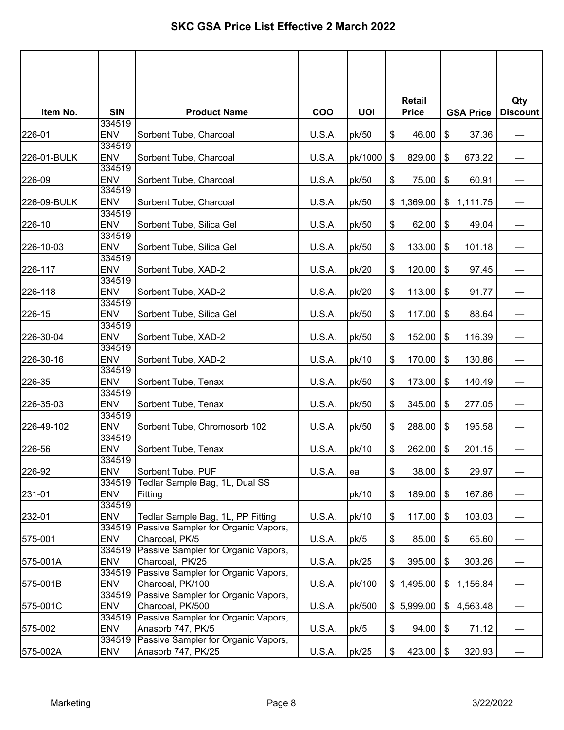# SKC GSA Price List Effective 2 March 2022

| Item No. | SIN | Product Name | COO | UOI | Retail Price | GSA Price | Qty Discount |
|---|---|---|---|---|---|---|---|
| 226-01 | 334519 ENV | Sorbent Tube, Charcoal | U.S.A. | pk/50 | $ 46.00 | $ 37.36 | — |
| 226-01-BULK | 334519 ENV | Sorbent Tube, Charcoal | U.S.A. | pk/1000 | $ 829.00 | $ 673.22 | — |
| 226-09 | 334519 ENV | Sorbent Tube, Charcoal | U.S.A. | pk/50 | $ 75.00 | $ 60.91 | — |
| 226-09-BULK | 334519 ENV | Sorbent Tube, Charcoal | U.S.A. | pk/50 | $ 1,369.00 | $ 1,111.75 | — |
| 226-10 | 334519 ENV | Sorbent Tube, Silica Gel | U.S.A. | pk/50 | $ 62.00 | $ 49.04 | — |
| 226-10-03 | 334519 ENV | Sorbent Tube, Silica Gel | U.S.A. | pk/50 | $ 133.00 | $ 101.18 | — |
| 226-117 | 334519 ENV | Sorbent Tube, XAD-2 | U.S.A. | pk/20 | $ 120.00 | $ 97.45 | — |
| 226-118 | 334519 ENV | Sorbent Tube, XAD-2 | U.S.A. | pk/20 | $ 113.00 | $ 91.77 | — |
| 226-15 | 334519 ENV | Sorbent Tube, Silica Gel | U.S.A. | pk/50 | $ 117.00 | $ 88.64 | — |
| 226-30-04 | 334519 ENV | Sorbent Tube, XAD-2 | U.S.A. | pk/50 | $ 152.00 | $ 116.39 | — |
| 226-30-16 | 334519 ENV | Sorbent Tube, XAD-2 | U.S.A. | pk/10 | $ 170.00 | $ 130.86 | — |
| 226-35 | 334519 ENV | Sorbent Tube, Tenax | U.S.A. | pk/50 | $ 173.00 | $ 140.49 | — |
| 226-35-03 | 334519 ENV | Sorbent Tube, Tenax | U.S.A. | pk/50 | $ 345.00 | $ 277.05 | — |
| 226-49-102 | 334519 ENV | Sorbent Tube, Chromosorb 102 | U.S.A. | pk/50 | $ 288.00 | $ 195.58 | — |
| 226-56 | 334519 ENV | Sorbent Tube, Tenax | U.S.A. | pk/10 | $ 262.00 | $ 201.15 | — |
| 226-92 | 334519 ENV | Sorbent Tube, PUF | U.S.A. | ea | $ 38.00 | $ 29.97 | — |
| 231-01 | 334519 ENV | Tedlar Sample Bag, 1L, Dual SS Fitting | | pk/10 | $ 189.00 | $ 167.86 | — |
| 232-01 | 334519 ENV | Tedlar Sample Bag, 1L, PP Fitting | U.S.A. | pk/10 | $ 117.00 | $ 103.03 | — |
| 575-001 | 334519 ENV | Passive Sampler for Organic Vapors, Charcoal, PK/5 | U.S.A. | pk/5 | $ 85.00 | $ 65.60 | — |
| 575-001A | 334519 ENV | Passive Sampler for Organic Vapors, Charcoal, PK/25 | U.S.A. | pk/25 | $ 395.00 | $ 303.26 | — |
| 575-001B | 334519 ENV | Passive Sampler for Organic Vapors, Charcoal, PK/100 | U.S.A. | pk/100 | $ 1,495.00 | $ 1,156.84 | — |
| 575-001C | 334519 ENV | Passive Sampler for Organic Vapors, Charcoal, PK/500 | U.S.A. | pk/500 | $ 5,999.00 | $ 4,563.48 | — |
| 575-002 | 334519 ENV | Passive Sampler for Organic Vapors, Anasorb 747, PK/5 | U.S.A. | pk/5 | $ 94.00 | $ 71.12 | — |
| 575-002A | 334519 ENV | Passive Sampler for Organic Vapors, Anasorb 747, PK/25 | U.S.A. | pk/25 | $ 423.00 | $ 320.93 | — |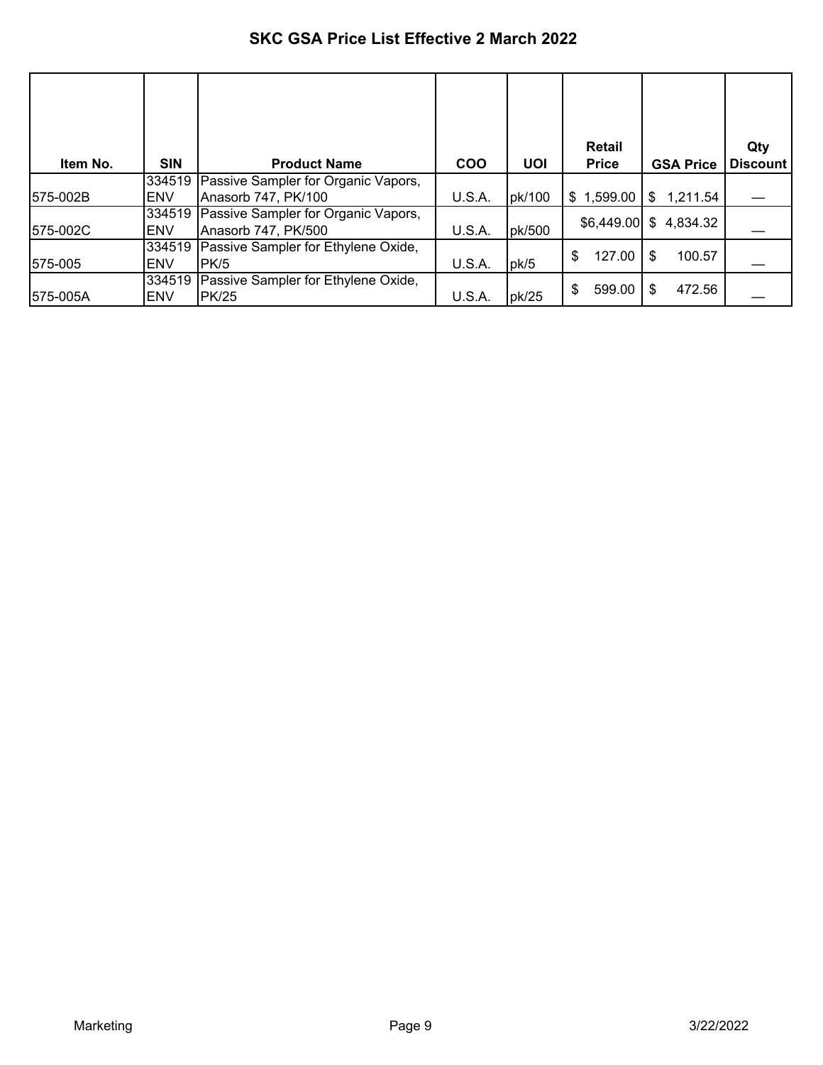# SKC GSA Price List Effective 2 March 2022

| Item No. | SIN | Product Name | COO | UOI | Retail Price | GSA Price | Qty Discount |
|---|---|---|---|---|---|---|---|
| 575-002B | 334519 ENV | Passive Sampler for Organic Vapors, Anasorb 747, PK/100 | U.S.A. | pk/100 | $ 1,599.00 | $ 1,211.54 | — |
| 575-002C | 334519 ENV | Passive Sampler for Organic Vapors, Anasorb 747, PK/500 | U.S.A. | pk/500 | $6,449.00 | $ 4,834.32 | — |
| 575-005 | 334519 ENV | Passive Sampler for Ethylene Oxide, PK/5 | U.S.A. | pk/5 | $ 127.00 | $ 100.57 | — |
| 575-005A | 334519 ENV | Passive Sampler for Ethylene Oxide, PK/25 | U.S.A. | pk/25 | $ 599.00 | $ 472.56 | — |